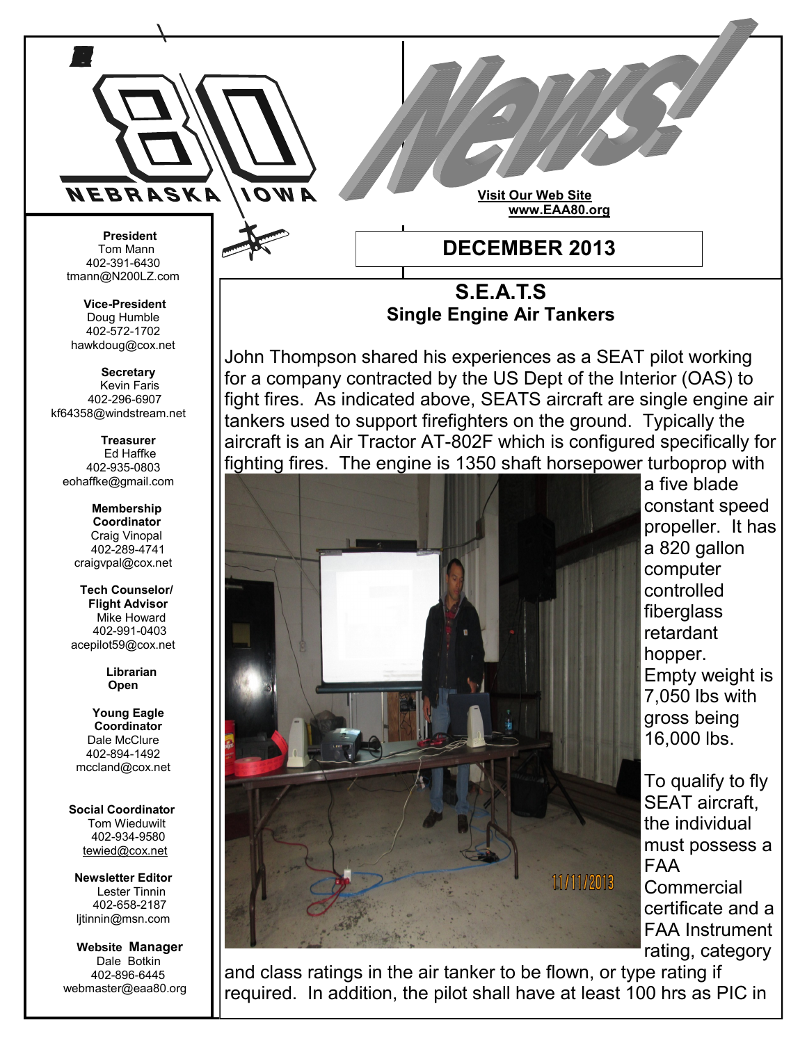# 80 NEBRASKA | IOWA News!

**Visit Our Web Site**
**www.EAA80.org**

## DECEMBER 2013

**President**
Tom Mann
402-391-6430
tmann@N200LZ.com

**Vice-President**
Doug Humble
402-572-1702
hawkdoug@cox.net

**Secretary**
Kevin Faris
402-296-6907
kf64358@windstream.net

**Treasurer**
Ed Haffke
402-935-0803
eohaffke@gmail.com

**Membership Coordinator**
Craig Vinopal
402-289-4741
craigvpal@cox.net

**Tech Counselor/ Flight Advisor**
Mike Howard
402-991-0403
acepilot59@cox.net

**Librarian**
**Open**

**Young Eagle Coordinator**
Dale McClure
402-894-1492
mccland@cox.net

**Social Coordinator**
Tom Wieduwilt
402-934-9580
tewied@cox.net

**Newsletter Editor**
Lester Tinnin
402-658-2187
ljtinnin@msn.com

**Website Manager**
Dale Botkin
402-896-6445
webmaster@eaa80.org

## S.E.A.T.S
### Single Engine Air Tankers

John Thompson shared his experiences as a SEAT pilot working for a company contracted by the US Dept of the Interior (OAS) to fight fires. As indicated above, SEATS aircraft are single engine air tankers used to support firefighters on the ground. Typically the aircraft is an Air Tractor AT-802F which is configured specifically for fighting fires. The engine is 1350 shaft horsepower turboprop with a five blade constant speed propeller. It has a 820 gallon computer controlled fiberglass retardant hopper. Empty weight is 7,050 lbs with gross being 16,000 lbs.

To qualify to fly SEAT aircraft, the individual must possess a FAA Commercial certificate and a FAA Instrument rating, category and class ratings in the air tanker to be flown, or type rating if required. In addition, the pilot shall have at least 100 hrs as PIC in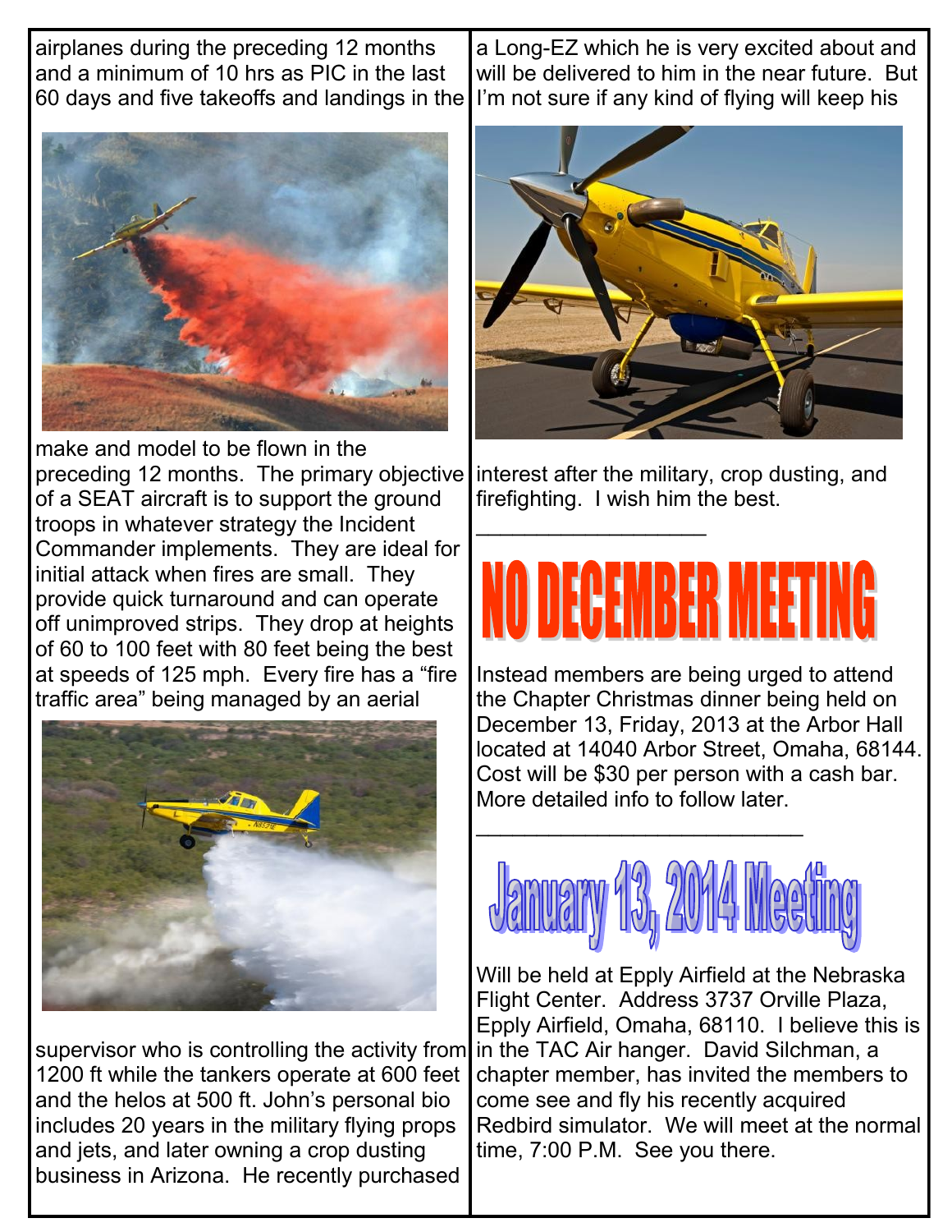airplanes during the preceding 12 months and a minimum of 10 hrs as PIC in the last 60 days and five takeoffs and landings in the make and model to be flown in the preceding 12 months. The primary objective of a SEAT aircraft is to support the ground troops in whatever strategy the Incident Commander implements. They are ideal for initial attack when fires are small. They provide quick turnaround and can operate off unimproved strips. They drop at heights of 60 to 100 feet with 80 feet being the best at speeds of 125 mph. Every fire has a "fire traffic area" being managed by an aerial supervisor who is controlling the activity from 1200 ft while the tankers operate at 600 feet and the helos at 500 ft. John's personal bio includes 20 years in the military flying props and jets, and later owning a crop dusting business in Arizona. He recently purchased a Long-EZ which he is very excited about and will be delivered to him in the near future. But I'm not sure if any kind of flying will keep his interest after the military, crop dusting, and firefighting. I wish him the best.

---

# NO DECEMBER MEETING

Instead members are being urged to attend the Chapter Christmas dinner being held on December 13, Friday, 2013 at the Arbor Hall located at 14040 Arbor Street, Omaha, 68144. Cost will be $30 per person with a cash bar. More detailed info to follow later.

---

# January 13, 2014 Meeting

Will be held at Epply Airfield at the Nebraska Flight Center. Address 3737 Orville Plaza, Epply Airfield, Omaha, 68110. I believe this is in the TAC Air hanger. David Silchman, a chapter member, has invited the members to come see and fly his recently acquired Redbird simulator. We will meet at the normal time, 7:00 P.M. See you there.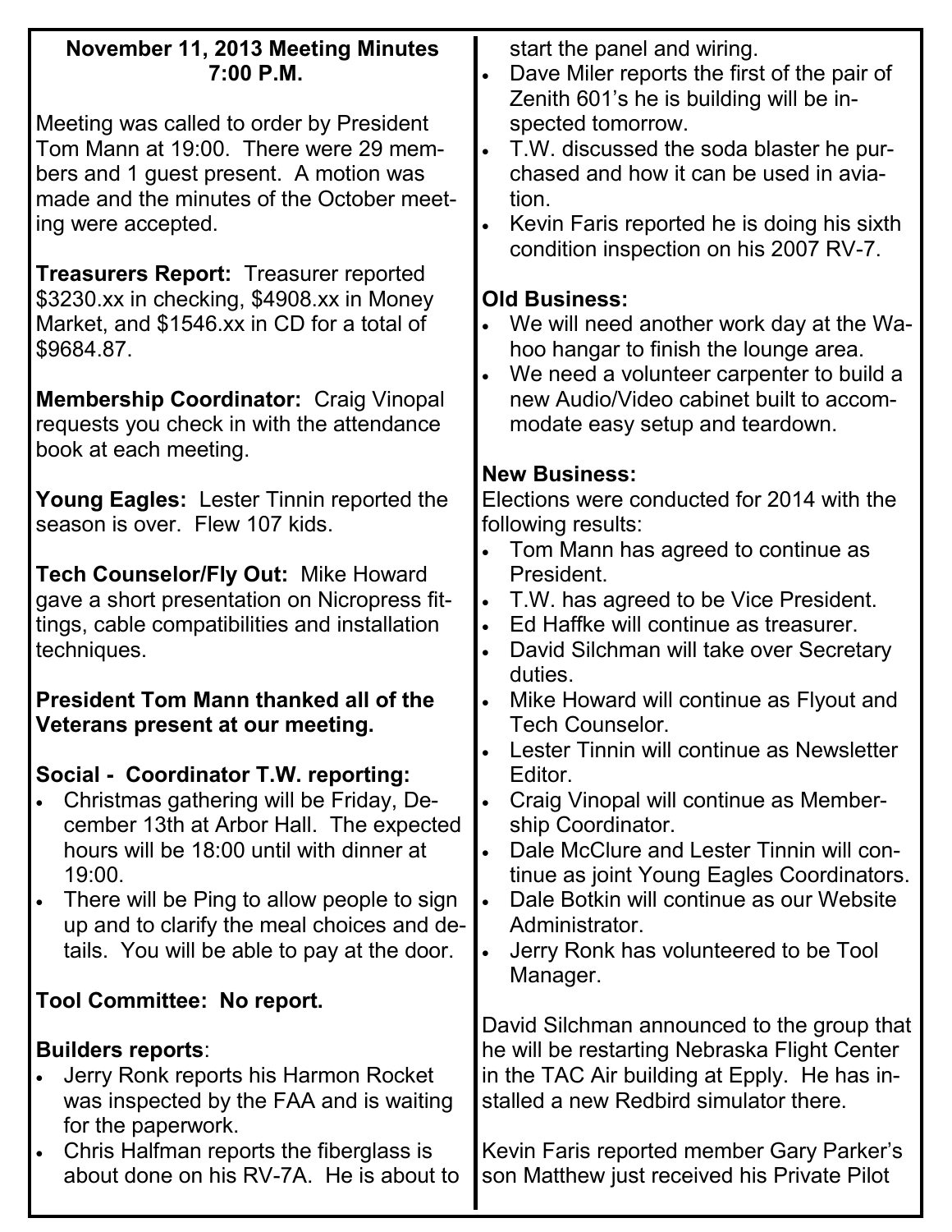## November 11, 2013 Meeting Minutes 7:00 P.M.

Meeting was called to order by President Tom Mann at 19:00. There were 29 members and 1 guest present. A motion was made and the minutes of the October meeting were accepted.

**Treasurers Report:** Treasurer reported $3230.xx in checking, $4908.xx in Money Market, and $1546.xx in CD for a total of $9684.87.

**Membership Coordinator:** Craig Vinopal requests you check in with the attendance book at each meeting.

**Young Eagles:** Lester Tinnin reported the season is over. Flew 107 kids.

**Tech Counselor/Fly Out:** Mike Howard gave a short presentation on Nicropress fittings, cable compatibilities and installation techniques.

**President Tom Mann thanked all of the Veterans present at our meeting.**

**Social - Coordinator T.W. reporting:**

- Christmas gathering will be Friday, December 13th at Arbor Hall. The expected hours will be 18:00 until with dinner at 19:00.
- There will be Ping to allow people to sign up and to clarify the meal choices and details. You will be able to pay at the door.

**Tool Committee: No report.**

**Builders reports**:

- Jerry Ronk reports his Harmon Rocket was inspected by the FAA and is waiting for the paperwork.
- Chris Halfman reports the fiberglass is about done on his RV-7A. He is about to start the panel and wiring.
- Dave Miler reports the first of the pair of Zenith 601's he is building will be inspected tomorrow.
- T.W. discussed the soda blaster he purchased and how it can be used in aviation.
- Kevin Faris reported he is doing his sixth condition inspection on his 2007 RV-7.

**Old Business:**

- We will need another work day at the Wahoo hangar to finish the lounge area.
- We need a volunteer carpenter to build a new Audio/Video cabinet built to accommodate easy setup and teardown.

**New Business:**

Elections were conducted for 2014 with the following results:

- Tom Mann has agreed to continue as President.
- T.W. has agreed to be Vice President.
- Ed Haffke will continue as treasurer.
- David Silchman will take over Secretary duties.
- Mike Howard will continue as Flyout and Tech Counselor.
- Lester Tinnin will continue as Newsletter Editor.
- Craig Vinopal will continue as Membership Coordinator.
- Dale McClure and Lester Tinnin will continue as joint Young Eagles Coordinators.
- Dale Botkin will continue as our Website Administrator.
- Jerry Ronk has volunteered to be Tool Manager.

David Silchman announced to the group that he will be restarting Nebraska Flight Center in the TAC Air building at Epply. He has installed a new Redbird simulator there.

Kevin Faris reported member Gary Parker's son Matthew just received his Private Pilot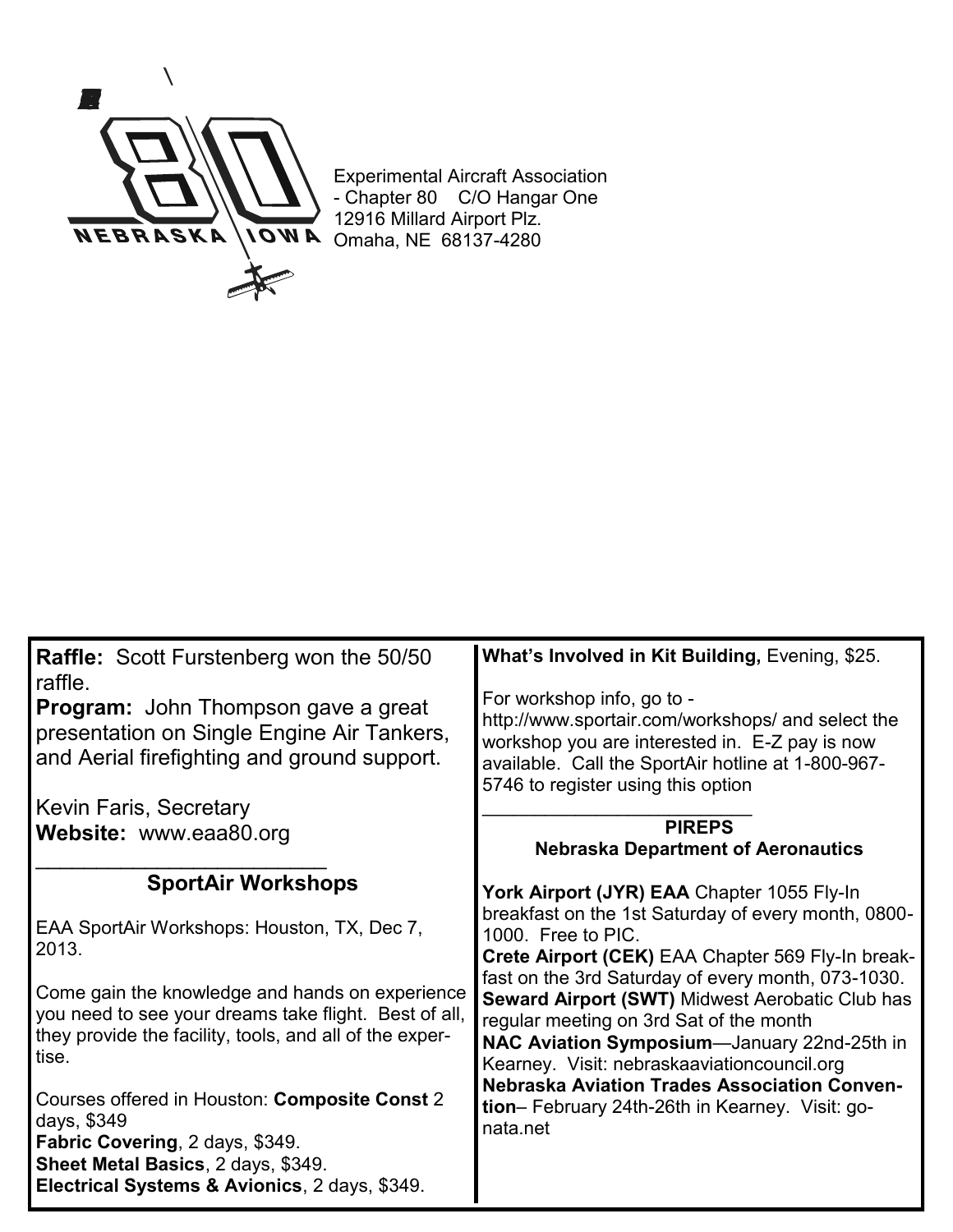Experimental Aircraft Association - Chapter 80 C/O Hangar One
12916 Millard Airport Plz.
Omaha, NE 68137-4280

**Raffle:** Scott Furstenberg won the 50/50 raffle.

**Program:** John Thompson gave a great presentation on Single Engine Air Tankers, and Aerial firefighting and ground support.

Kevin Faris, Secretary

**Website:** www.eaa80.org

---

## SportAir Workshops

EAA SportAir Workshops: Houston, TX, Dec 7, 2013.

Come gain the knowledge and hands on experience you need to see your dreams take flight. Best of all, they provide the facility, tools, and all of the expertise.

Courses offered in Houston: **Composite Const** 2 days, $349
**Fabric Covering**, 2 days, $349.
**Sheet Metal Basics**, 2 days, $349.
**Electrical Systems & Avionics**, 2 days, $349.
**What's Involved in Kit Building,** Evening, $25.

For workshop info, go to - http://www.sportair.com/workshops/ and select the workshop you are interested in. E-Z pay is now available. Call the SportAir hotline at 1-800-967-5746 to register using this option

---

## PIREPS
### Nebraska Department of Aeronautics

**York Airport (JYR) EAA** Chapter 1055 Fly-In breakfast on the 1st Saturday of every month, 0800-1000. Free to PIC.
**Crete Airport (CEK)** EAA Chapter 569 Fly-In breakfast on the 3rd Saturday of every month, 073-1030.
**Seward Airport (SWT)** Midwest Aerobatic Club has regular meeting on 3rd Sat of the month
**NAC Aviation Symposium**—January 22nd-25th in Kearney. Visit: nebraskaaviationcouncil.org
**Nebraska Aviation Trades Association Convention**– February 24th-26th in Kearney. Visit: go-nata.net